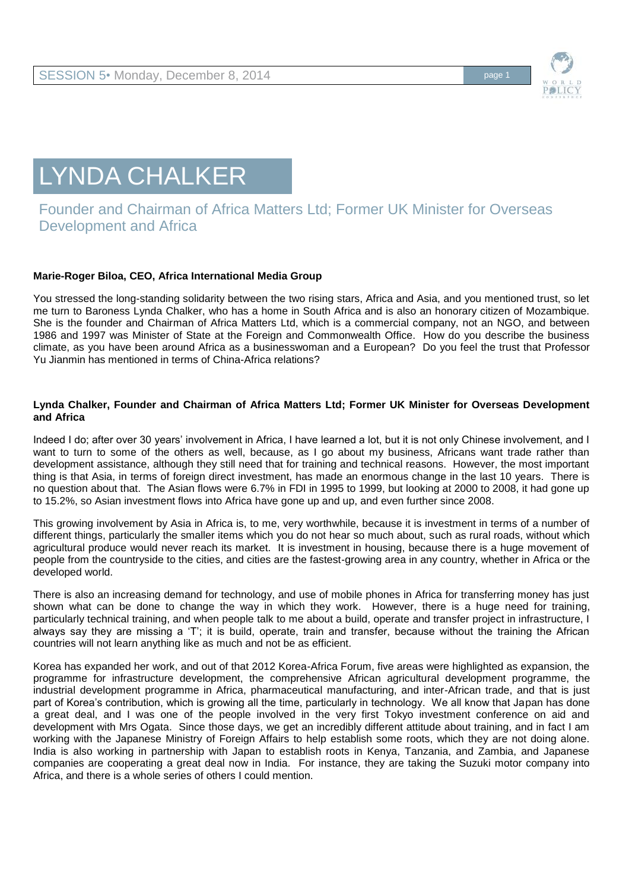# LYNDA CHALKER

## Founder and Chairman of Africa Matters Ltd; Former UK Minister for Overseas Development and Africa

**Marie-Roger Biloa, CEO, Africa International Media Group**

You stressed the long-standing solidarity between the two rising stars, Africa and Asia, and you mentioned trust, so let me turn to Baroness Lynda Chalker, who has a home in South Africa and is also an honorary citizen of Mozambique. She is the founder and Chairman of Africa Matters Ltd, which is a commercial company, not an NGO, and between 1986 and 1997 was Minister of State at the Foreign and Commonwealth Office. How do you describe the business climate, as you have been around Africa as a businesswoman and a European? Do you feel the trust that Professor Yu Jianmin has mentioned in terms of China-Africa relations?

**Lynda Chalker, Founder and Chairman of Africa Matters Ltd; Former UK Minister for Overseas Development and Africa**

Indeed I do; after over 30 years' involvement in Africa, I have learned a lot, but it is not only Chinese involvement, and I want to turn to some of the others as well, because, as I go about my business, Africans want trade rather than development assistance, although they still need that for training and technical reasons. However, the most important thing is that Asia, in terms of foreign direct investment, has made an enormous change in the last 10 years. There is no question about that. The Asian flows were 6.7% in FDI in 1995 to 1999, but looking at 2000 to 2008, it had gone up to 15.2%, so Asian investment flows into Africa have gone up and up, and even further since 2008.

This growing involvement by Asia in Africa is, to me, very worthwhile, because it is investment in terms of a number of different things, particularly the smaller items which you do not hear so much about, such as rural roads, without which agricultural produce would never reach its market. It is investment in housing, because there is a huge movement of people from the countryside to the cities, and cities are the fastest-growing area in any country, whether in Africa or the developed world.

There is also an increasing demand for technology, and use of mobile phones in Africa for transferring money has just shown what can be done to change the way in which they work. However, there is a huge need for training, particularly technical training, and when people talk to me about a build, operate and transfer project in infrastructure, I always say they are missing a 'T'; it is build, operate, train and transfer, because without the training the African countries will not learn anything like as much and not be as efficient.

Korea has expanded her work, and out of that 2012 Korea-Africa Forum, five areas were highlighted as expansion, the programme for infrastructure development, the comprehensive African agricultural development programme, the industrial development programme in Africa, pharmaceutical manufacturing, and inter-African trade, and that is just part of Korea's contribution, which is growing all the time, particularly in technology. We all know that Japan has done a great deal, and I was one of the people involved in the very first Tokyo investment conference on aid and development with Mrs Ogata. Since those days, we get an incredibly different attitude about training, and in fact I am working with the Japanese Ministry of Foreign Affairs to help establish some roots, which they are not doing alone. India is also working in partnership with Japan to establish roots in Kenya, Tanzania, and Zambia, and Japanese companies are cooperating a great deal now in India. For instance, they are taking the Suzuki motor company into Africa, and there is a whole series of others I could mention.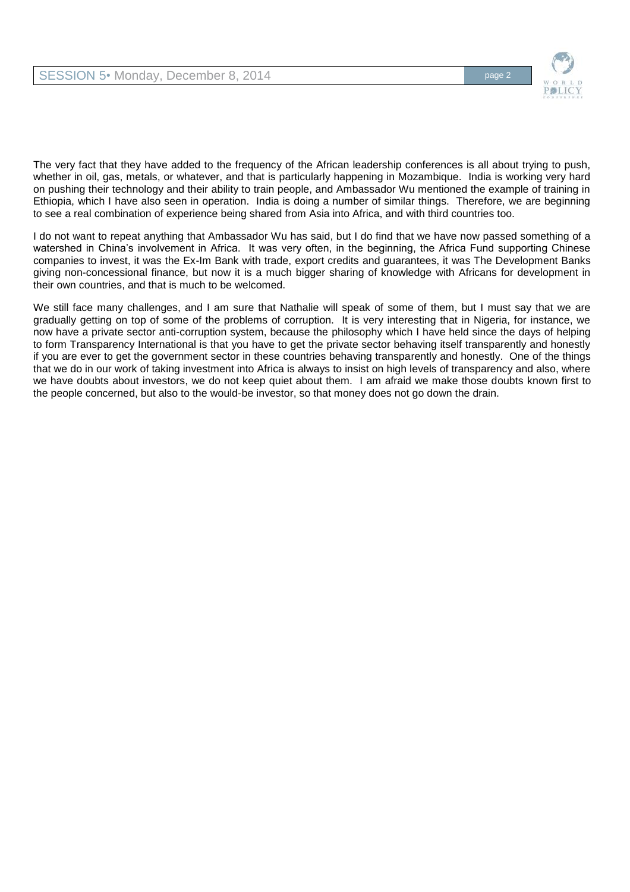The very fact that they have added to the frequency of the African leadership conferences is all about trying to push, whether in oil, gas, metals, or whatever, and that is particularly happening in Mozambique. India is working very hard on pushing their technology and their ability to train people, and Ambassador Wu mentioned the example of training in Ethiopia, which I have also seen in operation. India is doing a number of similar things. Therefore, we are beginning to see a real combination of experience being shared from Asia into Africa, and with third countries too.

I do not want to repeat anything that Ambassador Wu has said, but I do find that we have now passed something of a watershed in China's involvement in Africa. It was very often, in the beginning, the Africa Fund supporting Chinese companies to invest, it was the Ex-Im Bank with trade, export credits and guarantees, it was The Development Banks giving non-concessional finance, but now it is a much bigger sharing of knowledge with Africans for development in their own countries, and that is much to be welcomed.

We still face many challenges, and I am sure that Nathalie will speak of some of them, but I must say that we are gradually getting on top of some of the problems of corruption. It is very interesting that in Nigeria, for instance, we now have a private sector anti-corruption system, because the philosophy which I have held since the days of helping to form Transparency International is that you have to get the private sector behaving itself transparently and honestly if you are ever to get the government sector in these countries behaving transparently and honestly. One of the things that we do in our work of taking investment into Africa is always to insist on high levels of transparency and also, where we have doubts about investors, we do not keep quiet about them. I am afraid we make those doubts known first to the people concerned, but also to the would-be investor, so that money does not go down the drain.